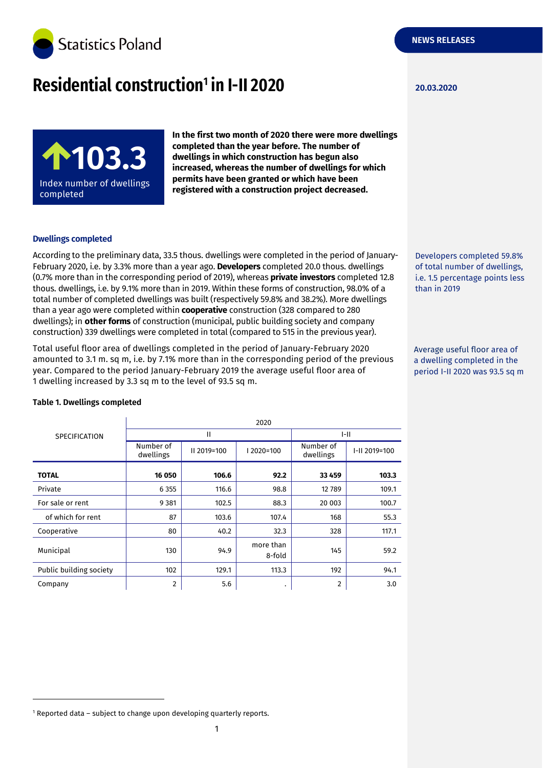Statistics Poland

NEWS RELEASES

20.03.2020

# Residential construction[1] in I-II 2020

**103.3**
Index number of dwellings completed

**In the first two month of 2020 there were more dwellings completed than the year before. The number of dwellings in which construction has begun also increased, whereas the number of dwellings for which permits have been granted or which have been registered with a construction project decreased.**

### Dwellings completed

According to the preliminary data, 33.5 thous. dwellings were completed in the period of January-February 2020, i.e. by 3.3% more than a year ago. **Developers** completed 20.0 thous. dwellings (0.7% more than in the corresponding period of 2019), whereas **private investors** completed 12.8 thous. dwellings, i.e. by 9.1% more than in 2019. Within these forms of construction, 98.0% of a total number of completed dwellings was built (respectively 59.8% and 38.2%). More dwellings than a year ago were completed within **cooperative** construction (328 compared to 280 dwellings); in **other forms** of construction (municipal, public building society and company construction) 339 dwellings were completed in total (compared to 515 in the previous year).

Developers completed 59.8% of total number of dwellings, i.e. 1.5 percentage points less than in 2019

Total useful floor area of dwellings completed in the period of January-February 2020 amounted to 3.1 m. sq m, i.e. by 7.1% more than in the corresponding period of the previous year. Compared to the period January-February 2019 the average useful floor area of 1 dwelling increased by 3.3 sq m to the level of 93.5 sq m.

Average useful floor area of a dwelling completed in the period I-II 2020 was 93.5 sq m

**Table 1. Dwellings completed**

| SPECIFICATION | 2020 | | | | |
|---|---|---|---|---|---|
| | II | | | I-II | |
| | Number of dwellings | II 2019=100 | I 2020=100 | Number of dwellings | I-II 2019=100 |
| **TOTAL** | **16 050** | **106.6** | **92.2** | **33 459** | **103.3** |
| Private | 6 355 | 116.6 | 98.8 | 12 789 | 109.1 |
| For sale or rent | 9 381 | 102.5 | 88.3 | 20 003 | 100.7 |
| of which for rent | 87 | 103.6 | 107.4 | 168 | 55.3 |
| Cooperative | 80 | 40.2 | 32.3 | 328 | 117.1 |
| Municipal | 130 | 94.9 | more than 8-fold | 145 | 59.2 |
| Public building society | 102 | 129.1 | 113.3 | 192 | 94.1 |
| Company | 2 | 5.6 | . | 2 | 3.0 |

[1] Reported data – subject to change upon developing quarterly reports.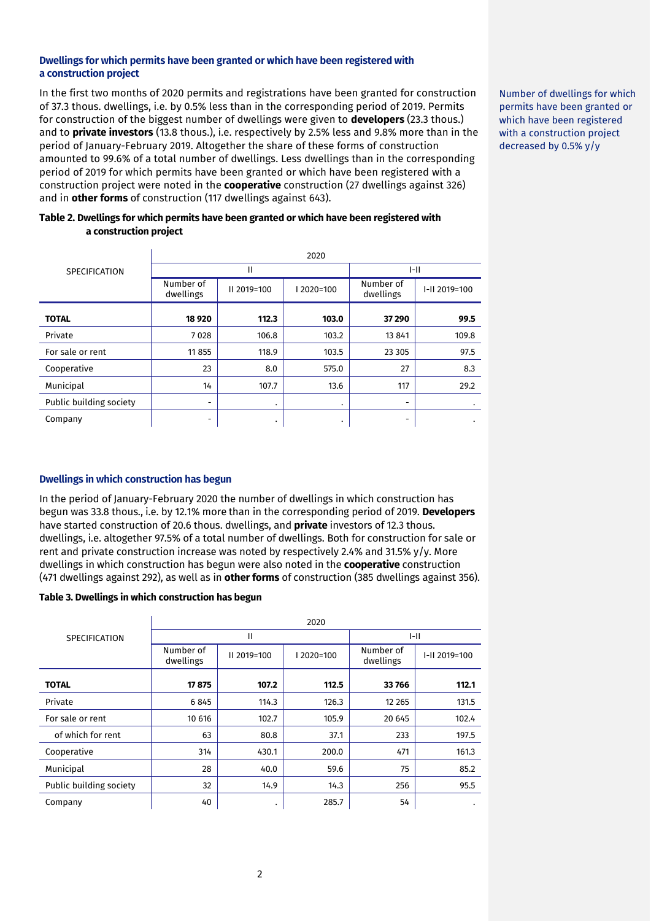### Dwellings for which permits have been granted or which have been registered with a construction project

In the first two months of 2020 permits and registrations have been granted for construction of 37.3 thous. dwellings, i.e. by 0.5% less than in the corresponding period of 2019. Permits for construction of the biggest number of dwellings were given to **developers** (23.3 thous.) and to **private investors** (13.8 thous.), i.e. respectively by 2.5% less and 9.8% more than in the period of January-February 2019. Altogether the share of these forms of construction amounted to 99.6% of a total number of dwellings. Less dwellings than in the corresponding period of 2019 for which permits have been granted or which have been registered with a construction project were noted in the **cooperative** construction (27 dwellings against 326) and in **other forms** of construction (117 dwellings against 643).

Number of dwellings for which permits have been granted or which have been registered with a construction project decreased by 0.5% y/y

**Table 2. Dwellings for which permits have been granted or which have been registered with a construction project**

| SPECIFICATION | 2020 | | | | |
|---|---|---|---|---|---|
| | II | | | I-II | |
| | Number of dwellings | II 2019=100 | I 2020=100 | Number of dwellings | I-II 2019=100 |
| **TOTAL** | **18 920** | **112.3** | **103.0** | **37 290** | **99.5** |
| Private | 7 028 | 106.8 | 103.2 | 13 841 | 109.8 |
| For sale or rent | 11 855 | 118.9 | 103.5 | 23 305 | 97.5 |
| Cooperative | 23 | 8.0 | 575.0 | 27 | 8.3 |
| Municipal | 14 | 107.7 | 13.6 | 117 | 29.2 |
| Public building society | - | . | . | - | . |
| Company | - | . | . | - | . |

### Dwellings in which construction has begun

In the period of January-February 2020 the number of dwellings in which construction has begun was 33.8 thous., i.e. by 12.1% more than in the corresponding period of 2019. **Developers** have started construction of 20.6 thous. dwellings, and **private** investors of 12.3 thous. dwellings, i.e. altogether 97.5% of a total number of dwellings. Both for construction for sale or rent and private construction increase was noted by respectively 2.4% and 31.5% y/y. More dwellings in which construction has begun were also noted in the **cooperative** construction (471 dwellings against 292), as well as in **other forms** of construction (385 dwellings against 356).

**Table 3. Dwellings in which construction has begun**

| SPECIFICATION | 2020 | | | | |
|---|---|---|---|---|---|
| | II | | | I-II | |
| | Number of dwellings | II 2019=100 | I 2020=100 | Number of dwellings | I-II 2019=100 |
| **TOTAL** | **17 875** | **107.2** | **112.5** | **33 766** | **112.1** |
| Private | 6 845 | 114.3 | 126.3 | 12 265 | 131.5 |
| For sale or rent | 10 616 | 102.7 | 105.9 | 20 645 | 102.4 |
| of which for rent | 63 | 80.8 | 37.1 | 233 | 197.5 |
| Cooperative | 314 | 430.1 | 200.0 | 471 | 161.3 |
| Municipal | 28 | 40.0 | 59.6 | 75 | 85.2 |
| Public building society | 32 | 14.9 | 14.3 | 256 | 95.5 |
| Company | 40 | . | 285.7 | 54 | . |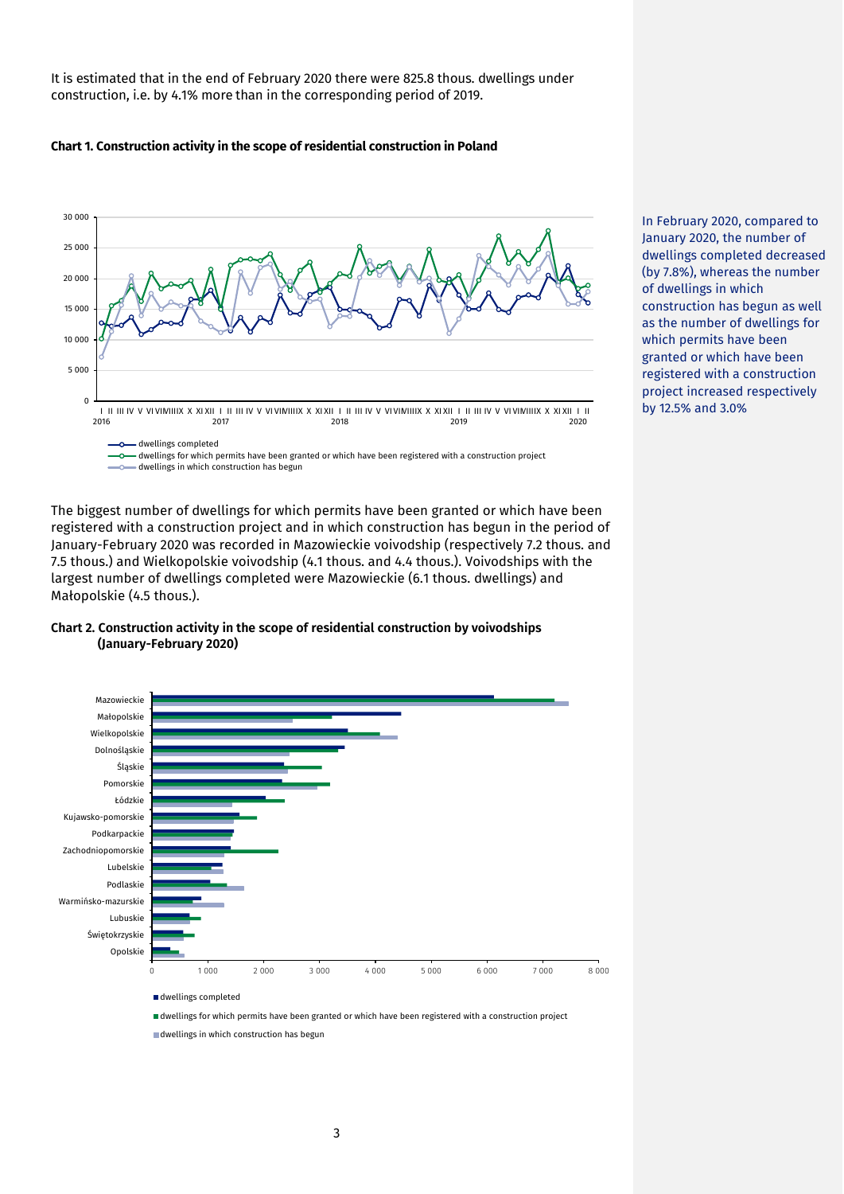It is estimated that in the end of February 2020 there were 825.8 thous. dwellings under construction, i.e. by 4.1% more than in the corresponding period of 2019.

**Chart 1. Construction activity in the scope of residential construction in Poland**

In February 2020, compared to January 2020, the number of dwellings completed decreased (by 7.8%), whereas the number of dwellings in which construction has begun as well as the number of dwellings for which permits have been granted or which have been registered with a construction project increased respectively by 12.5% and 3.0%

The biggest number of dwellings for which permits have been granted or which have been registered with a construction project and in which construction has begun in the period of January-February 2020 was recorded in Mazowieckie voivodship (respectively 7.2 thous. and 7.5 thous.) and Wielkopolskie voivodship (4.1 thous. and 4.4 thous.). Voivodships with the largest number of dwellings completed were Mazowieckie (6.1 thous. dwellings) and Małopolskie (4.5 thous.).

**Chart 2. Construction activity in the scope of residential construction by voivodships (January-February 2020)**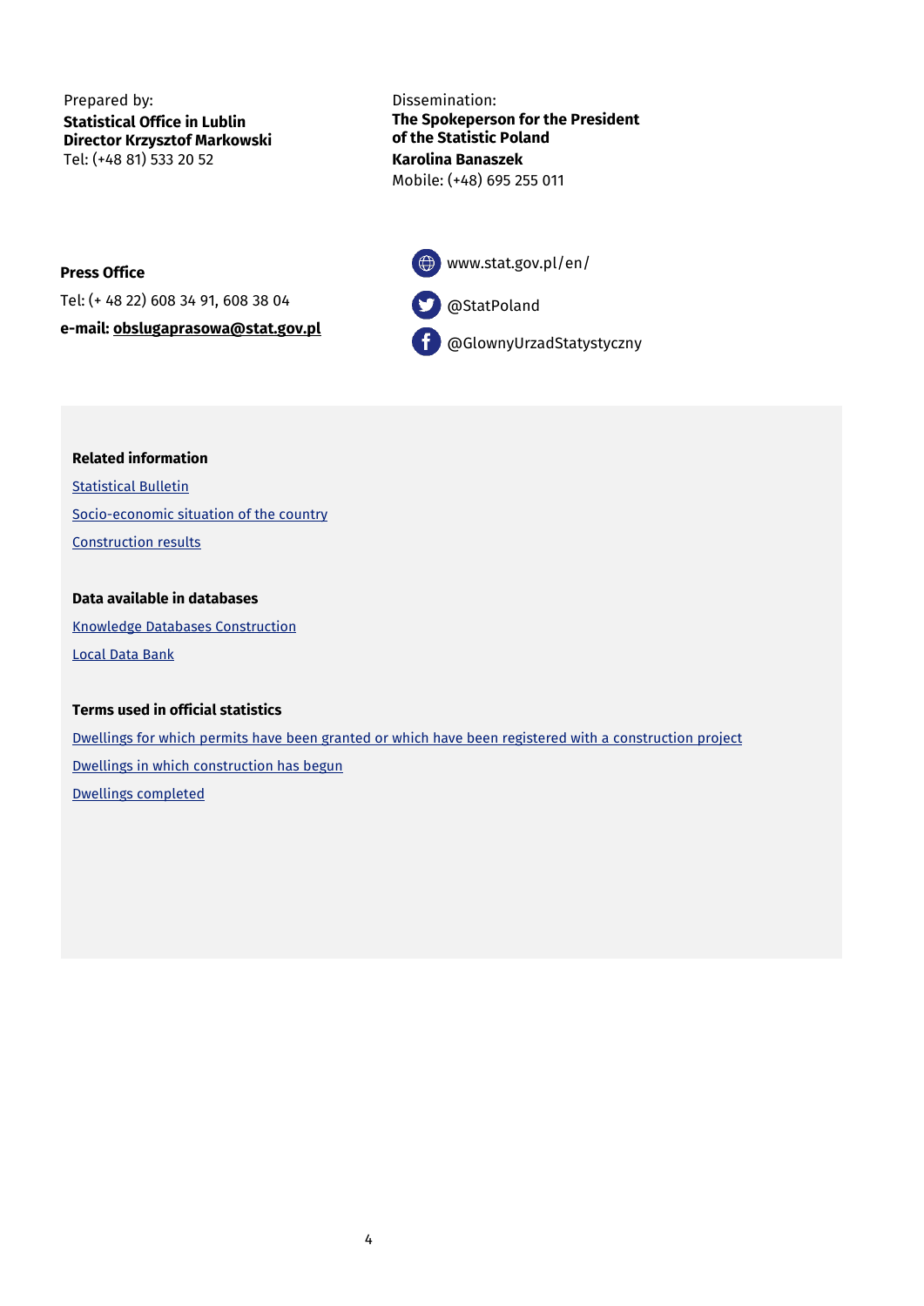Prepared by:
**Statistical Office in Lublin**
**Director Krzysztof Markowski**
Tel: (+48 81) 533 20 52

Dissemination:
**The Spokeperson for the President of the Statistic Poland**
**Karolina Banaszek**
Mobile: (+48) 695 255 011

**Press Office**

Tel: (+ 48 22) 608 34 91, 608 38 04

**e-mail: obslugaprasowa@stat.gov.pl**

www.stat.gov.pl/en/

@StatPoland

@GlownyUrzadStatystyczny

**Related information**

Statistical Bulletin

Socio-economic situation of the country

Construction results

**Data available in databases**

Knowledge Databases Construction

Local Data Bank

**Terms used in official statistics**

Dwellings for which permits have been granted or which have been registered with a construction project

Dwellings in which construction has begun

Dwellings completed